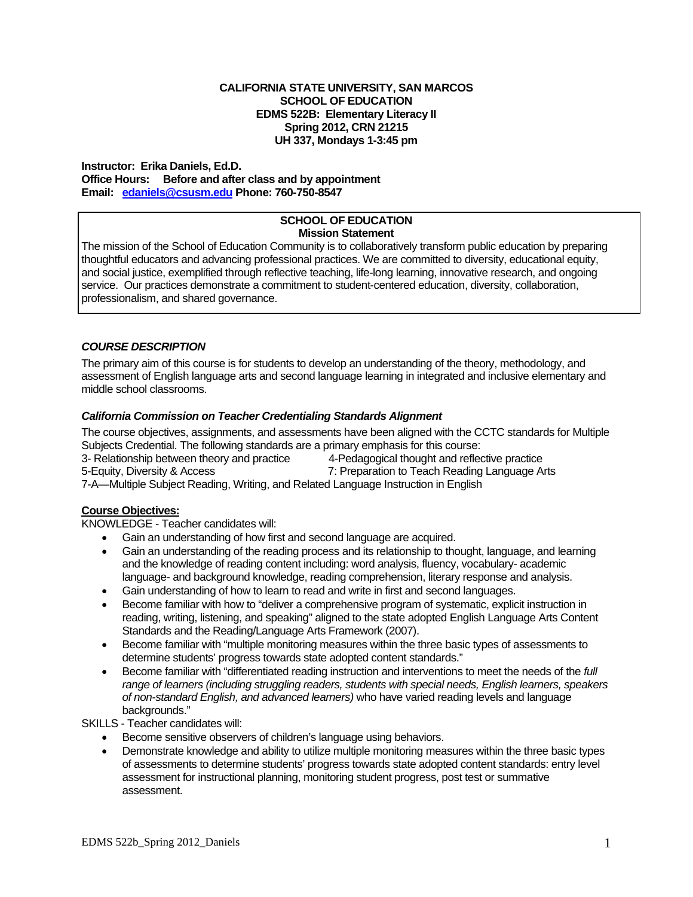**CALIFORNIA STATE UNIVERSITY, SAN MARCOS**
**SCHOOL OF EDUCATION**
**EDMS 522B: Elementary Literacy II**
**Spring 2012, CRN 21215**
**UH 337, Mondays 1-3:45 pm**

**Instructor: Erika Daniels, Ed.D.**
**Office Hours: Before and after class and by appointment**
**Email: edaniels@csusm.edu Phone: 760-750-8547**

**SCHOOL OF EDUCATION**
**Mission Statement**

The mission of the School of Education Community is to collaboratively transform public education by preparing thoughtful educators and advancing professional practices. We are committed to diversity, educational equity, and social justice, exemplified through reflective teaching, life-long learning, innovative research, and ongoing service. Our practices demonstrate a commitment to student-centered education, diversity, collaboration, professionalism, and shared governance.

### *COURSE DESCRIPTION*

The primary aim of this course is for students to develop an understanding of the theory, methodology, and assessment of English language arts and second language learning in integrated and inclusive elementary and middle school classrooms.

### *California Commission on Teacher Credentialing Standards Alignment*

The course objectives, assignments, and assessments have been aligned with the CCTC standards for Multiple Subjects Credential. The following standards are a primary emphasis for this course:

3- Relationship between theory and practice
4-Pedagogical thought and reflective practice
5-Equity, Diversity & Access
7: Preparation to Teach Reading Language Arts
7-A—Multiple Subject Reading, Writing, and Related Language Instruction in English

**Course Objectives:**

KNOWLEDGE - Teacher candidates will:

- Gain an understanding of how first and second language are acquired.
- Gain an understanding of the reading process and its relationship to thought, language, and learning and the knowledge of reading content including: word analysis, fluency, vocabulary- academic language- and background knowledge, reading comprehension, literary response and analysis.
- Gain understanding of how to learn to read and write in first and second languages.
- Become familiar with how to "deliver a comprehensive program of systematic, explicit instruction in reading, writing, listening, and speaking" aligned to the state adopted English Language Arts Content Standards and the Reading/Language Arts Framework (2007).
- Become familiar with "multiple monitoring measures within the three basic types of assessments to determine students' progress towards state adopted content standards."
- Become familiar with "differentiated reading instruction and interventions to meet the needs of the *full range of learners (including struggling readers, students with special needs, English learners, speakers of non-standard English, and advanced learners)* who have varied reading levels and language backgrounds."

SKILLS - Teacher candidates will:

- Become sensitive observers of children's language using behaviors.
- Demonstrate knowledge and ability to utilize multiple monitoring measures within the three basic types of assessments to determine students' progress towards state adopted content standards: entry level assessment for instructional planning, monitoring student progress, post test or summative assessment.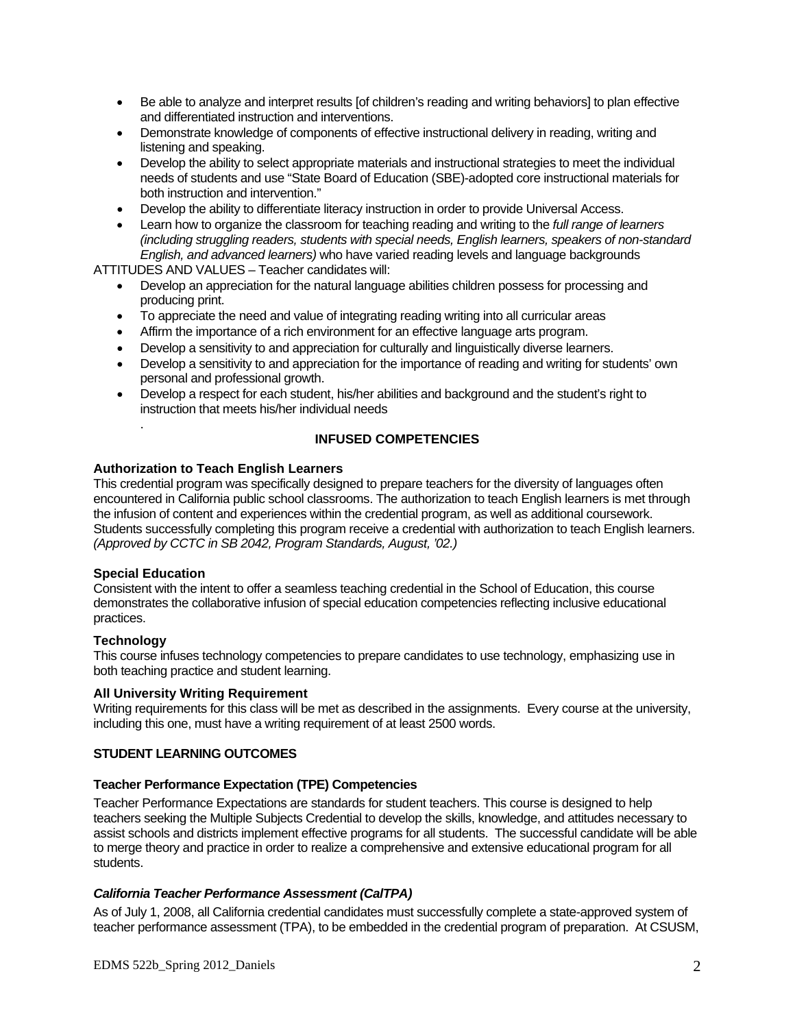- Be able to analyze and interpret results [of children's reading and writing behaviors] to plan effective and differentiated instruction and interventions.
- Demonstrate knowledge of components of effective instructional delivery in reading, writing and listening and speaking.
- Develop the ability to select appropriate materials and instructional strategies to meet the individual needs of students and use "State Board of Education (SBE)-adopted core instructional materials for both instruction and intervention."
- Develop the ability to differentiate literacy instruction in order to provide Universal Access.
- Learn how to organize the classroom for teaching reading and writing to the *full range of learners (including struggling readers, students with special needs, English learners, speakers of non-standard English, and advanced learners)* who have varied reading levels and language backgrounds

ATTITUDES AND VALUES – Teacher candidates will:

- Develop an appreciation for the natural language abilities children possess for processing and producing print.
- To appreciate the need and value of integrating reading writing into all curricular areas
- Affirm the importance of a rich environment for an effective language arts program.
- Develop a sensitivity to and appreciation for culturally and linguistically diverse learners.
- Develop a sensitivity to and appreciation for the importance of reading and writing for students' own personal and professional growth.
- Develop a respect for each student, his/her abilities and background and the student's right to instruction that meets his/her individual needs

.

## INFUSED COMPETENCIES

### Authorization to Teach English Learners

This credential program was specifically designed to prepare teachers for the diversity of languages often encountered in California public school classrooms. The authorization to teach English learners is met through the infusion of content and experiences within the credential program, as well as additional coursework. Students successfully completing this program receive a credential with authorization to teach English learners. *(Approved by CCTC in SB 2042, Program Standards, August, '02.)*

### Special Education

Consistent with the intent to offer a seamless teaching credential in the School of Education, this course demonstrates the collaborative infusion of special education competencies reflecting inclusive educational practices.

### Technology

This course infuses technology competencies to prepare candidates to use technology, emphasizing use in both teaching practice and student learning.

### All University Writing Requirement

Writing requirements for this class will be met as described in the assignments. Every course at the university, including this one, must have a writing requirement of at least 2500 words.

## STUDENT LEARNING OUTCOMES

### Teacher Performance Expectation (TPE) Competencies

Teacher Performance Expectations are standards for student teachers. This course is designed to help teachers seeking the Multiple Subjects Credential to develop the skills, knowledge, and attitudes necessary to assist schools and districts implement effective programs for all students. The successful candidate will be able to merge theory and practice in order to realize a comprehensive and extensive educational program for all students.

### *California Teacher Performance Assessment (CalTPA)*

As of July 1, 2008, all California credential candidates must successfully complete a state-approved system of teacher performance assessment (TPA), to be embedded in the credential program of preparation. At CSUSM,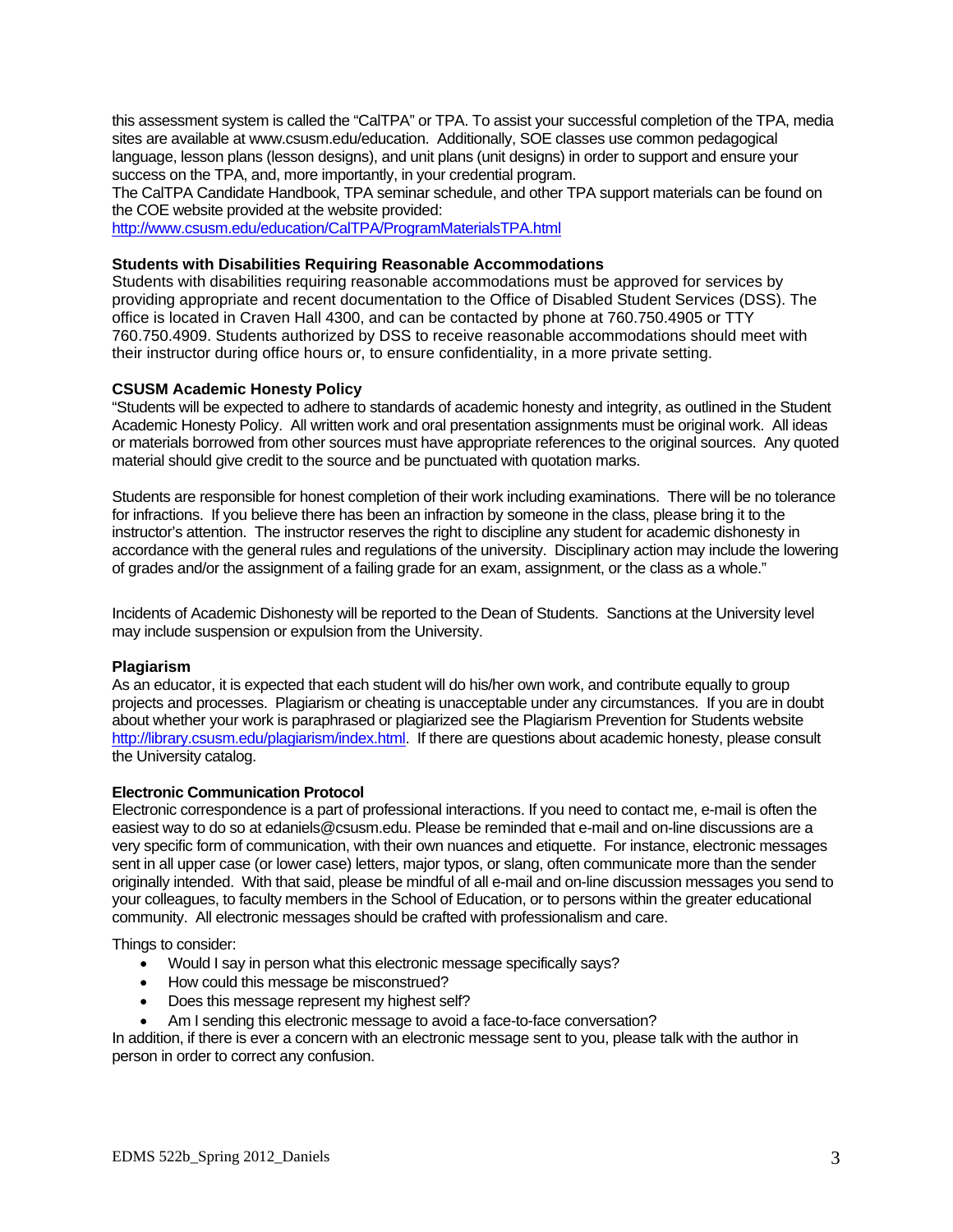this assessment system is called the "CalTPA" or TPA. To assist your successful completion of the TPA, media sites are available at www.csusm.edu/education. Additionally, SOE classes use common pedagogical language, lesson plans (lesson designs), and unit plans (unit designs) in order to support and ensure your success on the TPA, and, more importantly, in your credential program.

The CalTPA Candidate Handbook, TPA seminar schedule, and other TPA support materials can be found on the COE website provided at the website provided:
http://www.csusm.edu/education/CalTPA/ProgramMaterialsTPA.html

### Students with Disabilities Requiring Reasonable Accommodations

Students with disabilities requiring reasonable accommodations must be approved for services by providing appropriate and recent documentation to the Office of Disabled Student Services (DSS). The office is located in Craven Hall 4300, and can be contacted by phone at 760.750.4905 or TTY 760.750.4909. Students authorized by DSS to receive reasonable accommodations should meet with their instructor during office hours or, to ensure confidentiality, in a more private setting.

### CSUSM Academic Honesty Policy

"Students will be expected to adhere to standards of academic honesty and integrity, as outlined in the Student Academic Honesty Policy. All written work and oral presentation assignments must be original work. All ideas or materials borrowed from other sources must have appropriate references to the original sources. Any quoted material should give credit to the source and be punctuated with quotation marks.

Students are responsible for honest completion of their work including examinations. There will be no tolerance for infractions. If you believe there has been an infraction by someone in the class, please bring it to the instructor's attention. The instructor reserves the right to discipline any student for academic dishonesty in accordance with the general rules and regulations of the university. Disciplinary action may include the lowering of grades and/or the assignment of a failing grade for an exam, assignment, or the class as a whole."

Incidents of Academic Dishonesty will be reported to the Dean of Students. Sanctions at the University level may include suspension or expulsion from the University.

### Plagiarism

As an educator, it is expected that each student will do his/her own work, and contribute equally to group projects and processes. Plagiarism or cheating is unacceptable under any circumstances. If you are in doubt about whether your work is paraphrased or plagiarized see the Plagiarism Prevention for Students website http://library.csusm.edu/plagiarism/index.html. If there are questions about academic honesty, please consult the University catalog.

### Electronic Communication Protocol

Electronic correspondence is a part of professional interactions. If you need to contact me, e-mail is often the easiest way to do so at edaniels@csusm.edu. Please be reminded that e-mail and on-line discussions are a very specific form of communication, with their own nuances and etiquette. For instance, electronic messages sent in all upper case (or lower case) letters, major typos, or slang, often communicate more than the sender originally intended. With that said, please be mindful of all e-mail and on-line discussion messages you send to your colleagues, to faculty members in the School of Education, or to persons within the greater educational community. All electronic messages should be crafted with professionalism and care.

Things to consider:

- Would I say in person what this electronic message specifically says?
- How could this message be misconstrued?
- Does this message represent my highest self?
- Am I sending this electronic message to avoid a face-to-face conversation?

In addition, if there is ever a concern with an electronic message sent to you, please talk with the author in person in order to correct any confusion.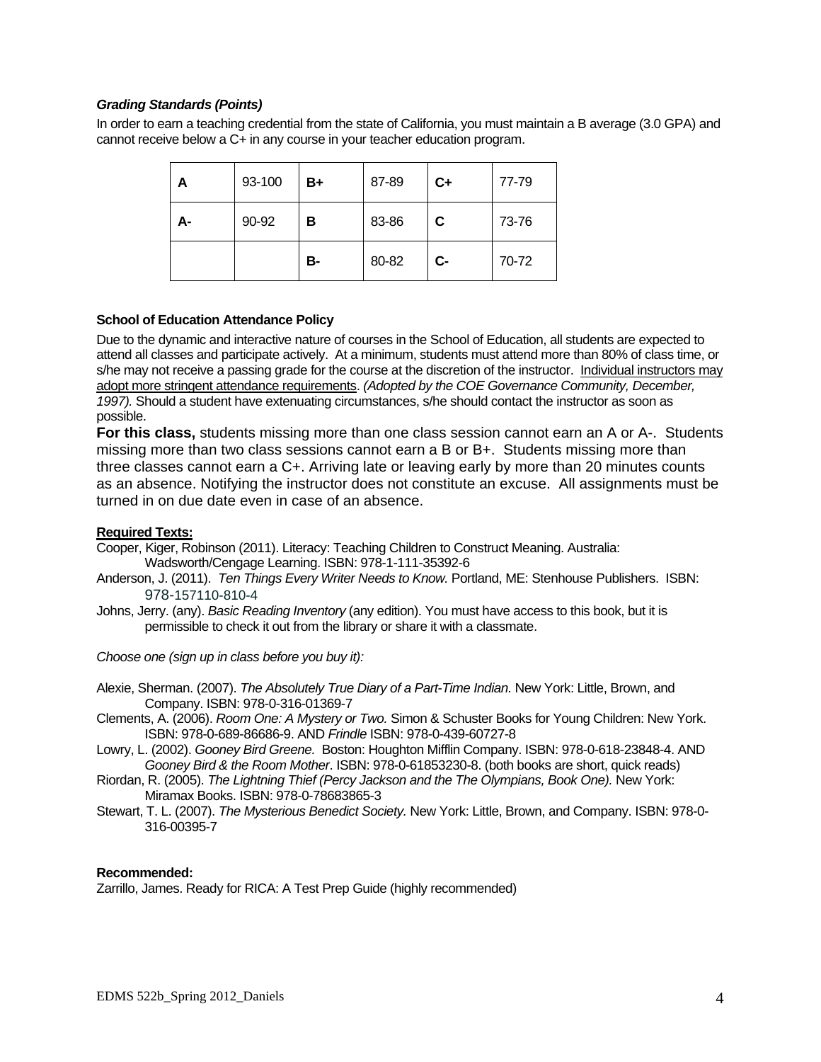### *Grading Standards (Points)*

In order to earn a teaching credential from the state of California, you must maintain a B average (3.0 GPA) and cannot receive below a C+ in any course in your teacher education program.

| **A** | 93-100 | **B+** | 87-89 | **C+** | 77-79 |
|---|---|---|---|---|---|
| **A-** | 90-92 | **B** | 83-86 | **C** | 73-76 |
| | | **B-** | 80-82 | **C-** | 70-72 |

#### School of Education Attendance Policy

Due to the dynamic and interactive nature of courses in the School of Education, all students are expected to attend all classes and participate actively. At a minimum, students must attend more than 80% of class time, or s/he may not receive a passing grade for the course at the discretion of the instructor. Individual instructors may adopt more stringent attendance requirements. *(Adopted by the COE Governance Community, December, 1997).* Should a student have extenuating circumstances, s/he should contact the instructor as soon as possible.

**For this class,** students missing more than one class session cannot earn an A or A-. Students missing more than two class sessions cannot earn a B or B+. Students missing more than three classes cannot earn a C+. Arriving late or leaving early by more than 20 minutes counts as an absence. Notifying the instructor does not constitute an excuse. All assignments must be turned in on due date even in case of an absence.

**Required Texts:**

Cooper, Kiger, Robinson (2011). Literacy: Teaching Children to Construct Meaning. Australia: Wadsworth/Cengage Learning. ISBN: 978-1-111-35392-6

Anderson, J. (2011). *Ten Things Every Writer Needs to Know.* Portland, ME: Stenhouse Publishers. ISBN: 978-157110-810-4

Johns, Jerry. (any). *Basic Reading Inventory* (any edition). You must have access to this book, but it is permissible to check it out from the library or share it with a classmate.

*Choose one (sign up in class before you buy it):*

Alexie, Sherman. (2007). *The Absolutely True Diary of a Part-Time Indian.* New York: Little, Brown, and Company. ISBN: 978-0-316-01369-7

Clements, A. (2006). *Room One: A Mystery or Two.* Simon & Schuster Books for Young Children: New York. ISBN: 978-0-689-86686-9. AND *Frindle* ISBN: 978-0-439-60727-8

Lowry, L. (2002). *Gooney Bird Greene.* Boston: Houghton Mifflin Company. ISBN: 978-0-618-23848-4. AND *Gooney Bird & the Room Mother*. ISBN: 978-0-61853230-8. (both books are short, quick reads)

Riordan, R. (2005). *The Lightning Thief (Percy Jackson and the The Olympians, Book One).* New York: Miramax Books. ISBN: 978-0-78683865-3

Stewart, T. L. (2007). *The Mysterious Benedict Society.* New York: Little, Brown, and Company. ISBN: 978-0-316-00395-7

**Recommended:**

Zarrillo, James. Ready for RICA: A Test Prep Guide (highly recommended)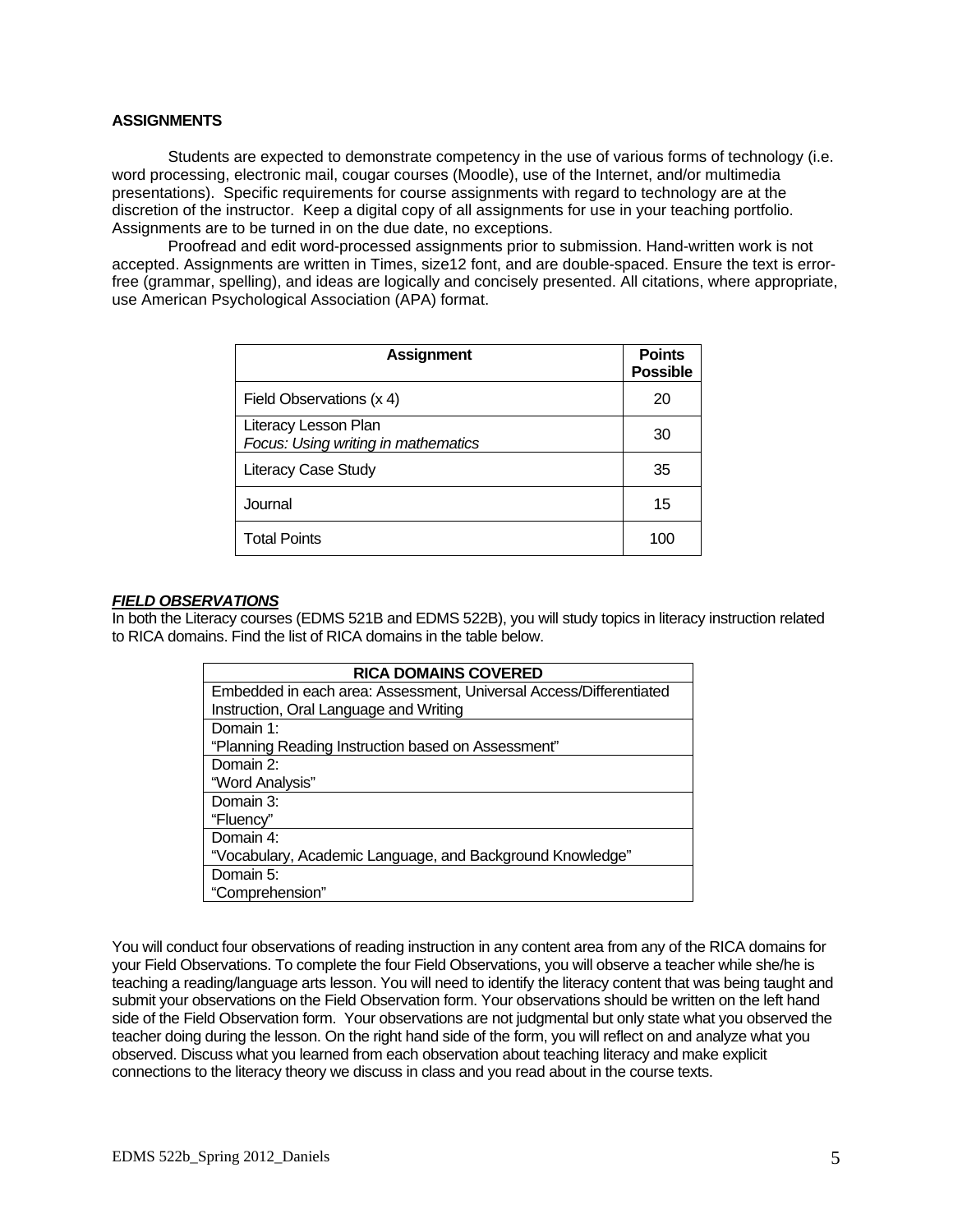**ASSIGNMENTS**

Students are expected to demonstrate competency in the use of various forms of technology (i.e. word processing, electronic mail, cougar courses (Moodle), use of the Internet, and/or multimedia presentations). Specific requirements for course assignments with regard to technology are at the discretion of the instructor. Keep a digital copy of all assignments for use in your teaching portfolio. Assignments are to be turned in on the due date, no exceptions.

Proofread and edit word-processed assignments prior to submission. Hand-written work is not accepted. Assignments are written in Times, size12 font, and are double-spaced. Ensure the text is error-free (grammar, spelling), and ideas are logically and concisely presented. All citations, where appropriate, use American Psychological Association (APA) format.

| Assignment | Points Possible |
|---|---|
| Field Observations (x 4) | 20 |
| Literacy Lesson Plan<br>*Focus: Using writing in mathematics* | 30 |
| Literacy Case Study | 35 |
| Journal | 15 |
| Total Points | 100 |

***FIELD OBSERVATIONS***

In both the Literacy courses (EDMS 521B and EDMS 522B), you will study topics in literacy instruction related to RICA domains. Find the list of RICA domains in the table below.

| RICA DOMAINS COVERED |
|---|
| Embedded in each area: Assessment, Universal Access/Differentiated Instruction, Oral Language and Writing |
| Domain 1:<br>"Planning Reading Instruction based on Assessment" |
| Domain 2:<br>"Word Analysis" |
| Domain 3:<br>"Fluency" |
| Domain 4:<br>"Vocabulary, Academic Language, and Background Knowledge" |
| Domain 5:<br>"Comprehension" |

You will conduct four observations of reading instruction in any content area from any of the RICA domains for your Field Observations. To complete the four Field Observations, you will observe a teacher while she/he is teaching a reading/language arts lesson. You will need to identify the literacy content that was being taught and submit your observations on the Field Observation form. Your observations should be written on the left hand side of the Field Observation form. Your observations are not judgmental but only state what you observed the teacher doing during the lesson. On the right hand side of the form, you will reflect on and analyze what you observed. Discuss what you learned from each observation about teaching literacy and make explicit connections to the literacy theory we discuss in class and you read about in the course texts.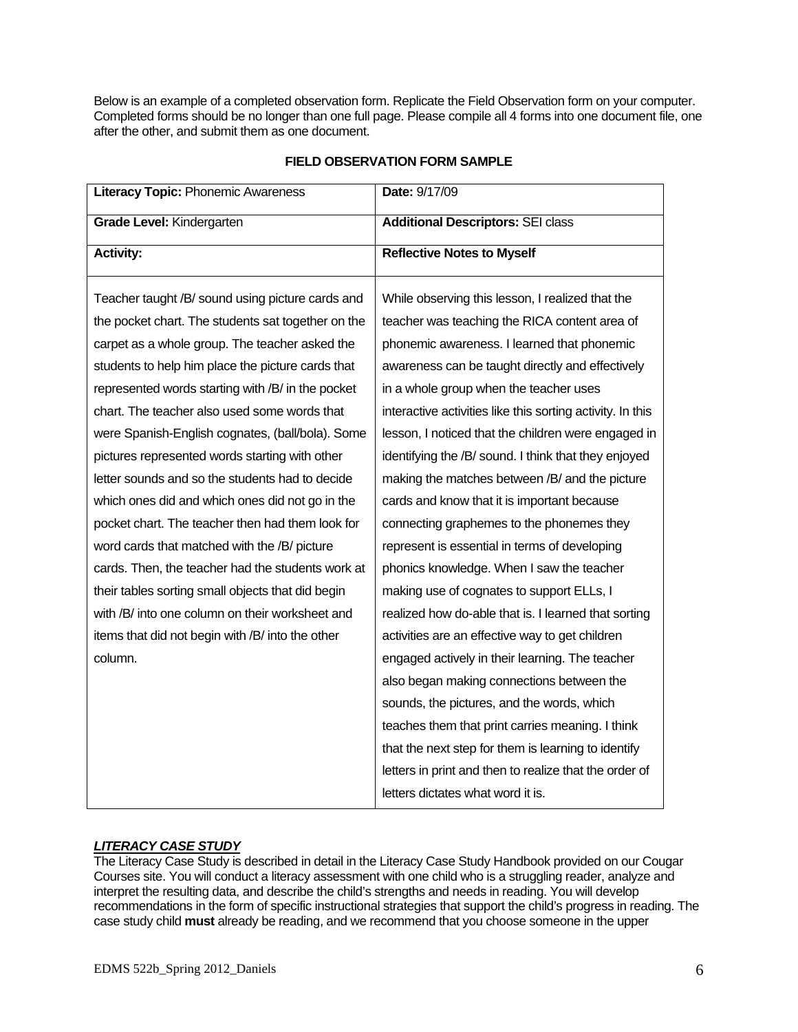Below is an example of a completed observation form. Replicate the Field Observation form on your computer. Completed forms should be no longer than one full page. Please compile all 4 forms into one document file, one after the other, and submit them as one document.

**FIELD OBSERVATION FORM SAMPLE**

| **Literacy Topic:** Phonemic Awareness | **Date:** 9/17/09 |
|---|---|
| **Grade Level:** Kindergarten | **Additional Descriptors:** SEI class |
| **Activity:** | **Reflective Notes to Myself** |
| Teacher taught /B/ sound using picture cards and the pocket chart. The students sat together on the carpet as a whole group. The teacher asked the students to help him place the picture cards that represented words starting with /B/ in the pocket chart. The teacher also used some words that were Spanish-English cognates, (ball/bola). Some pictures represented words starting with other letter sounds and so the students had to decide which ones did and which ones did not go in the pocket chart. The teacher then had them look for word cards that matched with the /B/ picture cards. Then, the teacher had the students work at their tables sorting small objects that did begin with /B/ into one column on their worksheet and items that did not begin with /B/ into the other column. | While observing this lesson, I realized that the teacher was teaching the RICA content area of phonemic awareness. I learned that phonemic awareness can be taught directly and effectively in a whole group when the teacher uses interactive activities like this sorting activity. In this lesson, I noticed that the children were engaged in identifying the /B/ sound. I think that they enjoyed making the matches between /B/ and the picture cards and know that it is important because connecting graphemes to the phonemes they represent is essential in terms of developing phonics knowledge. When I saw the teacher making use of cognates to support ELLs, I realized how do-able that is. I learned that sorting activities are an effective way to get children engaged actively in their learning. The teacher also began making connections between the sounds, the pictures, and the words, which teaches them that print carries meaning. I think that the next step for them is learning to identify letters in print and then to realize that the order of letters dictates what word it is. |

***LITERACY CASE STUDY***

The Literacy Case Study is described in detail in the Literacy Case Study Handbook provided on our Cougar Courses site. You will conduct a literacy assessment with one child who is a struggling reader, analyze and interpret the resulting data, and describe the child's strengths and needs in reading. You will develop recommendations in the form of specific instructional strategies that support the child's progress in reading. The case study child **must** already be reading, and we recommend that you choose someone in the upper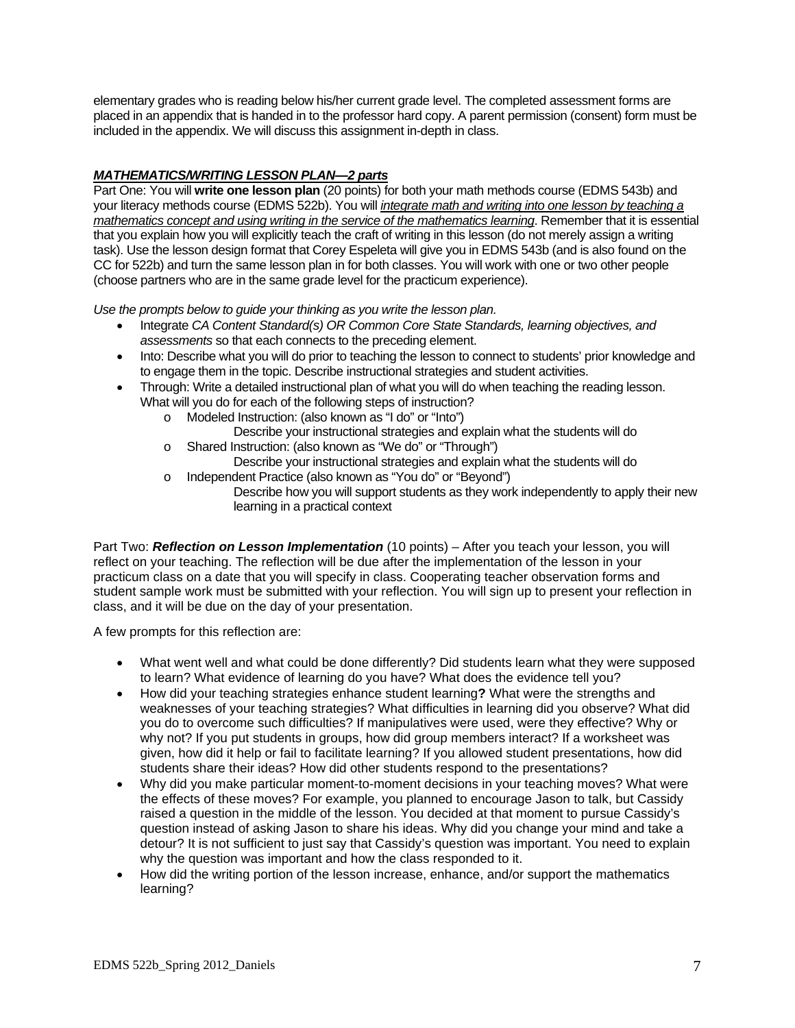elementary grades who is reading below his/her current grade level. The completed assessment forms are placed in an appendix that is handed in to the professor hard copy. A parent permission (consent) form must be included in the appendix. We will discuss this assignment in-depth in class.

***MATHEMATICS/WRITING LESSON PLAN—2 parts***

Part One: You will **write one lesson plan** (20 points) for both your math methods course (EDMS 543b) and your literacy methods course (EDMS 522b). You will *integrate math and writing into one lesson by teaching a mathematics concept and using writing in the service of the mathematics learning*. Remember that it is essential that you explain how you will explicitly teach the craft of writing in this lesson (do not merely assign a writing task). Use the lesson design format that Corey Espeleta will give you in EDMS 543b (and is also found on the CC for 522b) and turn the same lesson plan in for both classes. You will work with one or two other people (choose partners who are in the same grade level for the practicum experience).

*Use the prompts below to guide your thinking as you write the lesson plan.*

- Integrate *CA Content Standard(s) OR Common Core State Standards, learning objectives, and assessments* so that each connects to the preceding element.
- Into: Describe what you will do prior to teaching the lesson to connect to students' prior knowledge and to engage them in the topic. Describe instructional strategies and student activities.
- Through: Write a detailed instructional plan of what you will do when teaching the reading lesson. What will you do for each of the following steps of instruction?
  - Modeled Instruction: (also known as "I do" or "Into")
    Describe your instructional strategies and explain what the students will do
  - Shared Instruction: (also known as "We do" or "Through")
    Describe your instructional strategies and explain what the students will do
  - Independent Practice (also known as "You do" or "Beyond")
    Describe how you will support students as they work independently to apply their new learning in a practical context

Part Two: ***Reflection on Lesson Implementation*** (10 points) – After you teach your lesson, you will reflect on your teaching. The reflection will be due after the implementation of the lesson in your practicum class on a date that you will specify in class. Cooperating teacher observation forms and student sample work must be submitted with your reflection. You will sign up to present your reflection in class, and it will be due on the day of your presentation.

A few prompts for this reflection are:

- What went well and what could be done differently? Did students learn what they were supposed to learn? What evidence of learning do you have? What does the evidence tell you?
- How did your teaching strategies enhance student learning**?** What were the strengths and weaknesses of your teaching strategies? What difficulties in learning did you observe? What did you do to overcome such difficulties? If manipulatives were used, were they effective? Why or why not? If you put students in groups, how did group members interact? If a worksheet was given, how did it help or fail to facilitate learning? If you allowed student presentations, how did students share their ideas? How did other students respond to the presentations?
- Why did you make particular moment-to-moment decisions in your teaching moves? What were the effects of these moves? For example, you planned to encourage Jason to talk, but Cassidy raised a question in the middle of the lesson. You decided at that moment to pursue Cassidy's question instead of asking Jason to share his ideas. Why did you change your mind and take a detour? It is not sufficient to just say that Cassidy's question was important. You need to explain why the question was important and how the class responded to it.
- How did the writing portion of the lesson increase, enhance, and/or support the mathematics learning?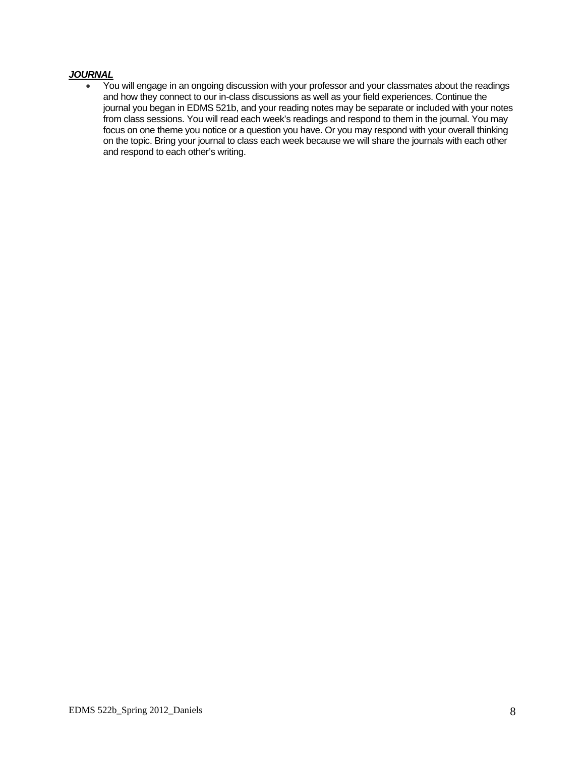***JOURNAL***

- You will engage in an ongoing discussion with your professor and your classmates about the readings and how they connect to our in-class discussions as well as your field experiences. Continue the journal you began in EDMS 521b, and your reading notes may be separate or included with your notes from class sessions. You will read each week's readings and respond to them in the journal. You may focus on one theme you notice or a question you have. Or you may respond with your overall thinking on the topic. Bring your journal to class each week because we will share the journals with each other and respond to each other's writing.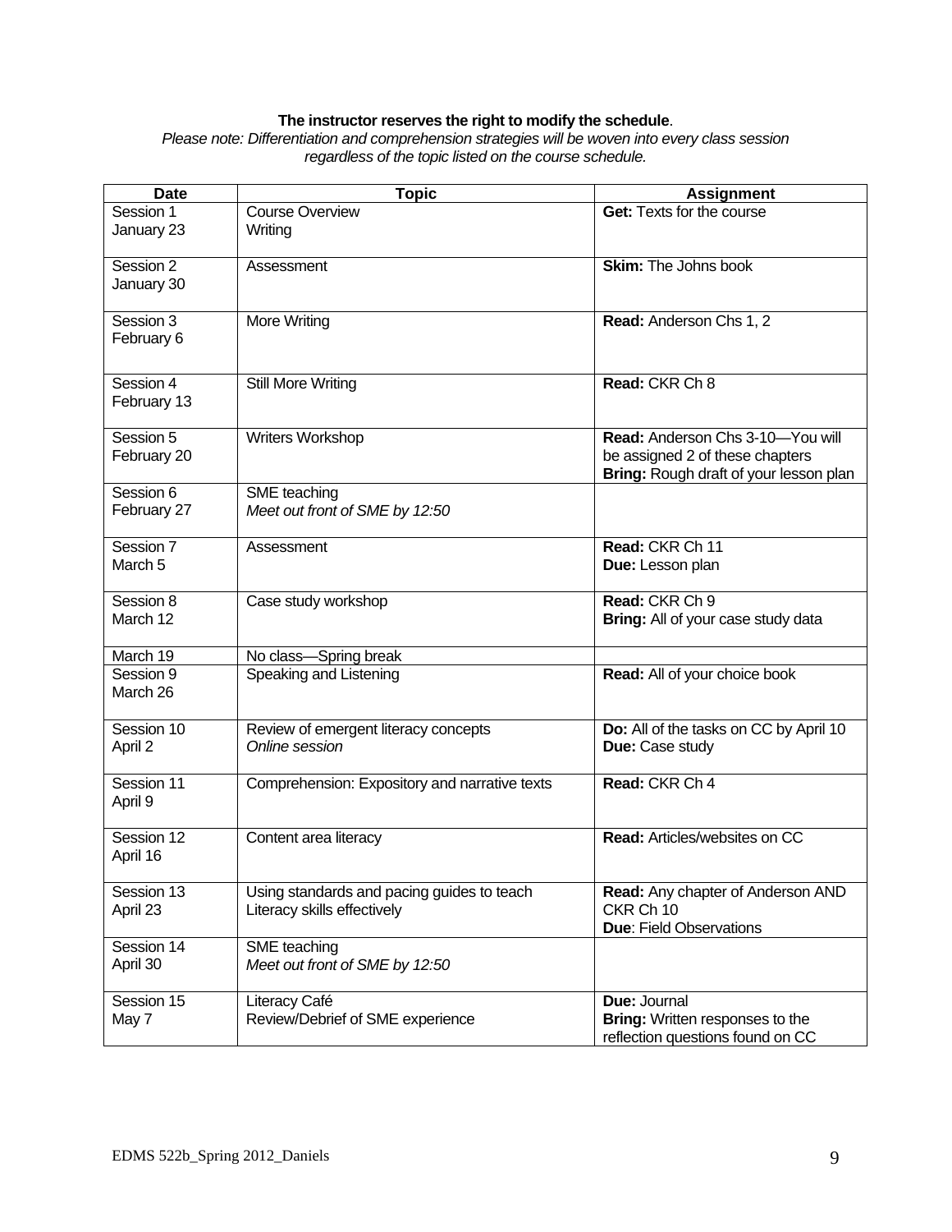**The instructor reserves the right to modify the schedule**.

*Please note: Differentiation and comprehension strategies will be woven into every class session regardless of the topic listed on the course schedule.*

| Date | Topic | Assignment |
|---|---|---|
| Session 1<br>January 23 | Course Overview<br>Writing | **Get:** Texts for the course |
| Session 2<br>January 30 | Assessment | **Skim:** The Johns book |
| Session 3<br>February 6 | More Writing | **Read:** Anderson Chs 1, 2 |
| Session 4<br>February 13 | Still More Writing | **Read:** CKR Ch 8 |
| Session 5<br>February 20 | Writers Workshop | **Read:** Anderson Chs 3-10—You will be assigned 2 of these chapters<br>**Bring:** Rough draft of your lesson plan |
| Session 6<br>February 27 | SME teaching<br>*Meet out front of SME by 12:50* | |
| Session 7<br>March 5 | Assessment | **Read:** CKR Ch 11<br>**Due:** Lesson plan |
| Session 8<br>March 12 | Case study workshop | **Read:** CKR Ch 9<br>**Bring:** All of your case study data |
| March 19 | No class—Spring break | |
| Session 9<br>March 26 | Speaking and Listening | **Read:** All of your choice book |
| Session 10<br>April 2 | Review of emergent literacy concepts<br>*Online session* | **Do:** All of the tasks on CC by April 10<br>**Due:** Case study |
| Session 11<br>April 9 | Comprehension: Expository and narrative texts | **Read:** CKR Ch 4 |
| Session 12<br>April 16 | Content area literacy | **Read:** Articles/websites on CC |
| Session 13<br>April 23 | Using standards and pacing guides to teach Literacy skills effectively | **Read:** Any chapter of Anderson AND CKR Ch 10<br>**Due**: Field Observations |
| Session 14<br>April 30 | SME teaching<br>*Meet out front of SME by 12:50* | |
| Session 15<br>May 7 | Literacy Café<br>Review/Debrief of SME experience | **Due:** Journal<br>**Bring:** Written responses to the reflection questions found on CC |